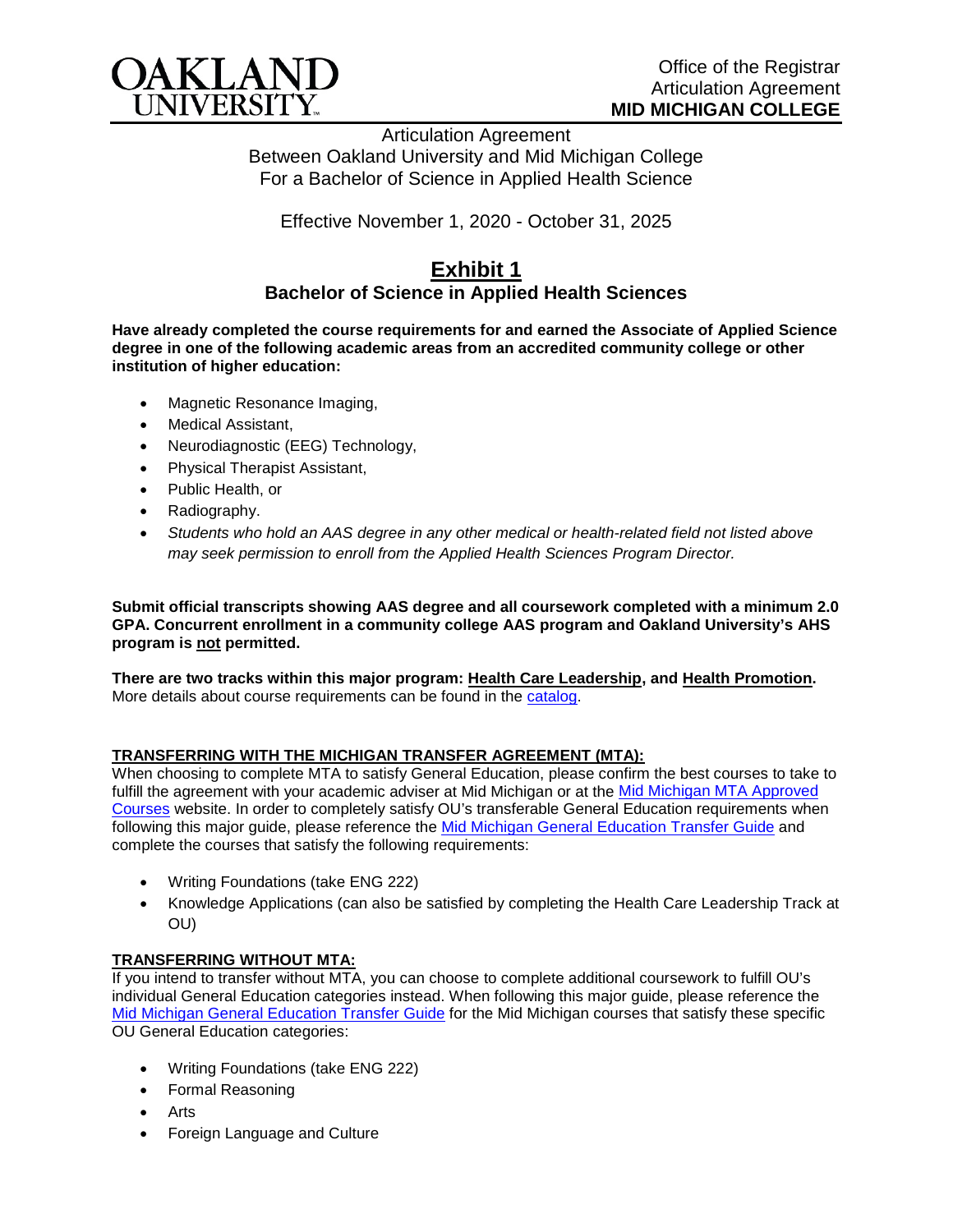OAKLAND UNIVERSITY

Office of the Registrar
Articulation Agreement
**MID MICHIGAN COLLEGE**

Articulation Agreement
Between Oakland University and Mid Michigan College
For a Bachelor of Science in Applied Health Science

Effective November 1, 2020 - October 31, 2025

# Exhibit 1

## Bachelor of Science in Applied Health Sciences

**Have already completed the course requirements for and earned the Associate of Applied Science degree in one of the following academic areas from an accredited community college or other institution of higher education:**

- Magnetic Resonance Imaging,
- Medical Assistant,
- Neurodiagnostic (EEG) Technology,
- Physical Therapist Assistant,
- Public Health, or
- Radiography.
- *Students who hold an AAS degree in any other medical or health-related field not listed above may seek permission to enroll from the Applied Health Sciences Program Director.*

**Submit official transcripts showing AAS degree and all coursework completed with a minimum 2.0 GPA. Concurrent enrollment in a community college AAS program and Oakland University's AHS program is not permitted.**

**There are two tracks within this major program: Health Care Leadership, and Health Promotion.** More details about course requirements can be found in the catalog.

**TRANSFERRING WITH THE MICHIGAN TRANSFER AGREEMENT (MTA):**
When choosing to complete MTA to satisfy General Education, please confirm the best courses to take to fulfill the agreement with your academic adviser at Mid Michigan or at the Mid Michigan MTA Approved Courses website. In order to completely satisfy OU's transferable General Education requirements when following this major guide, please reference the Mid Michigan General Education Transfer Guide and complete the courses that satisfy the following requirements:

- Writing Foundations (take ENG 222)
- Knowledge Applications (can also be satisfied by completing the Health Care Leadership Track at OU)

**TRANSFERRING WITHOUT MTA:**
If you intend to transfer without MTA, you can choose to complete additional coursework to fulfill OU's individual General Education categories instead. When following this major guide, please reference the Mid Michigan General Education Transfer Guide for the Mid Michigan courses that satisfy these specific OU General Education categories:

- Writing Foundations (take ENG 222)
- Formal Reasoning
- Arts
- Foreign Language and Culture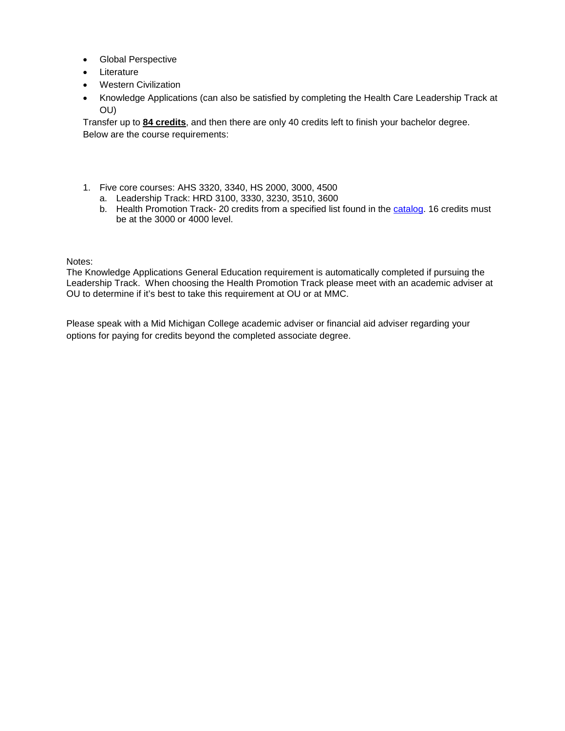- Global Perspective
- Literature
- Western Civilization
- Knowledge Applications (can also be satisfied by completing the Health Care Leadership Track at OU)

Transfer up to **84 credits**, and then there are only 40 credits left to finish your bachelor degree. Below are the course requirements:

1. Five core courses: AHS 3320, 3340, HS 2000, 3000, 4500
   a. Leadership Track: HRD 3100, 3330, 3230, 3510, 3600
   b. Health Promotion Track- 20 credits from a specified list found in the catalog. 16 credits must be at the 3000 or 4000 level.

Notes:
The Knowledge Applications General Education requirement is automatically completed if pursuing the Leadership Track. When choosing the Health Promotion Track please meet with an academic adviser at OU to determine if it's best to take this requirement at OU or at MMC.

Please speak with a Mid Michigan College academic adviser or financial aid adviser regarding your options for paying for credits beyond the completed associate degree.